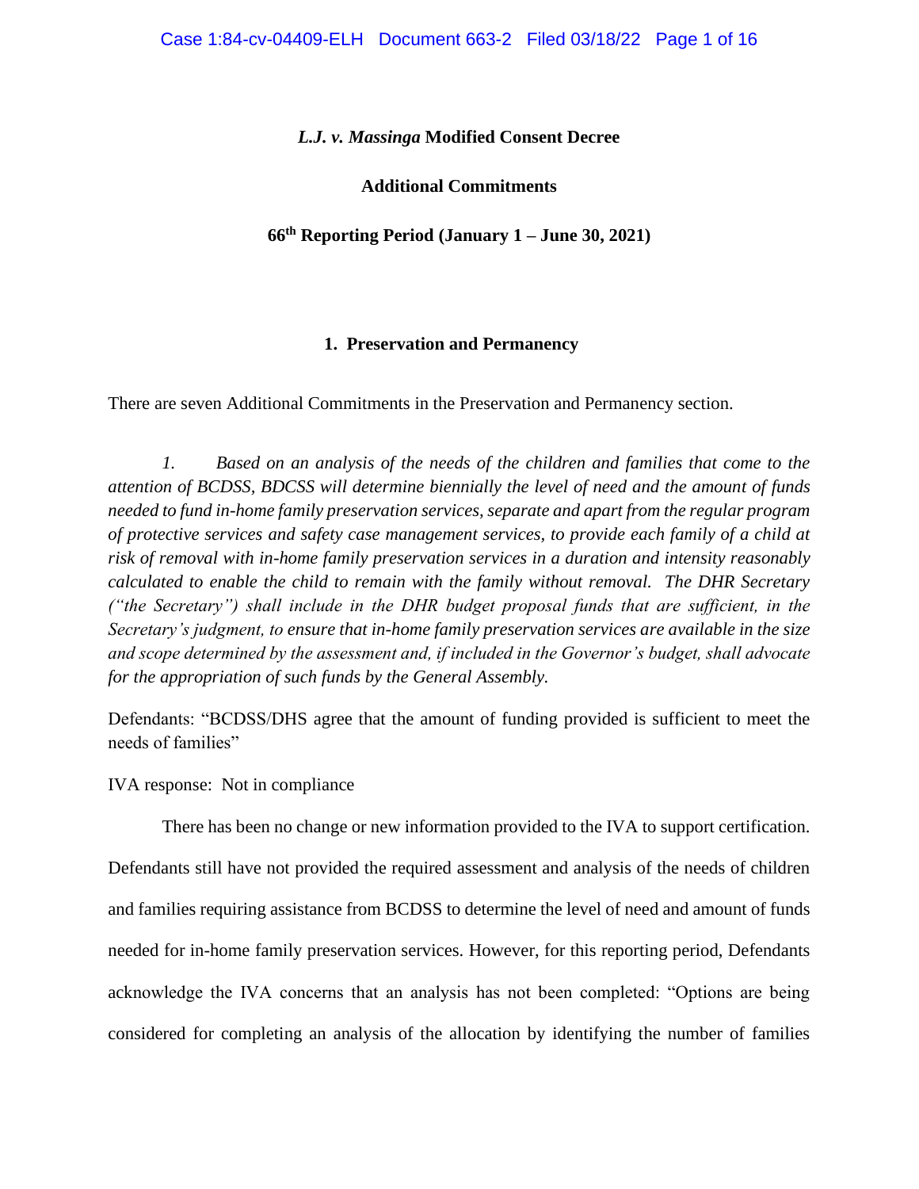**_L.J. v. Massinga_ Modified Consent Decree**

**Additional Commitments**

**66th Reporting Period (January 1 – June 30, 2021)**

## 1. Preservation and Permanency

There are seven Additional Commitments in the Preservation and Permanency section.

*1. Based on an analysis of the needs of the children and families that come to the attention of BCDSS, BDCSS will determine biennially the level of need and the amount of funds needed to fund in-home family preservation services, separate and apart from the regular program of protective services and safety case management services, to provide each family of a child at risk of removal with in-home family preservation services in a duration and intensity reasonably calculated to enable the child to remain with the family without removal. The DHR Secretary ("the Secretary") shall include in the DHR budget proposal funds that are sufficient, in the Secretary's judgment, to ensure that in-home family preservation services are available in the size and scope determined by the assessment and, if included in the Governor's budget, shall advocate for the appropriation of such funds by the General Assembly.*

Defendants: "BCDSS/DHS agree that the amount of funding provided is sufficient to meet the needs of families"

IVA response: Not in compliance

There has been no change or new information provided to the IVA to support certification. Defendants still have not provided the required assessment and analysis of the needs of children and families requiring assistance from BCDSS to determine the level of need and amount of funds needed for in-home family preservation services. However, for this reporting period, Defendants acknowledge the IVA concerns that an analysis has not been completed: "Options are being considered for completing an analysis of the allocation by identifying the number of families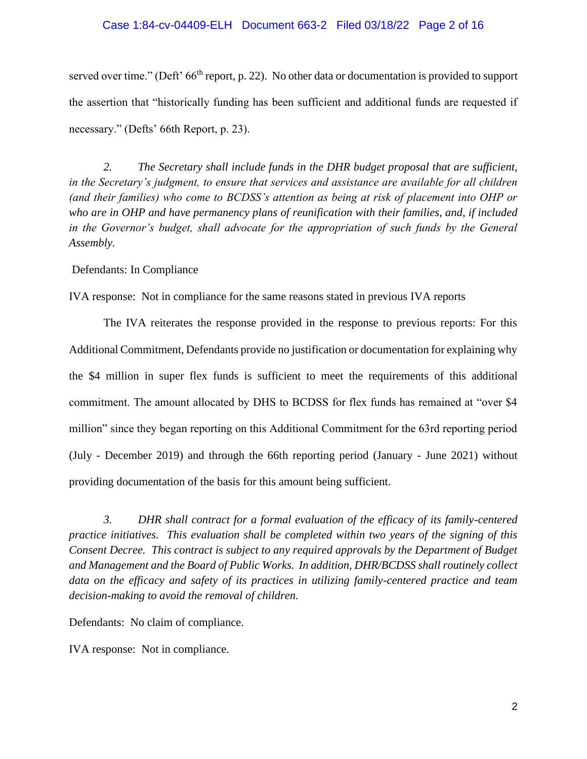served over time." (Deft' 66th report, p. 22). No other data or documentation is provided to support the assertion that "historically funding has been sufficient and additional funds are requested if necessary." (Defts' 66th Report, p. 23).

*2. The Secretary shall include funds in the DHR budget proposal that are sufficient, in the Secretary's judgment, to ensure that services and assistance are available for all children (and their families) who come to BCDSS's attention as being at risk of placement into OHP or who are in OHP and have permanency plans of reunification with their families, and, if included in the Governor's budget, shall advocate for the appropriation of such funds by the General Assembly.*

Defendants: In Compliance

IVA response: Not in compliance for the same reasons stated in previous IVA reports

The IVA reiterates the response provided in the response to previous reports: For this Additional Commitment, Defendants provide no justification or documentation for explaining why the $4 million in super flex funds is sufficient to meet the requirements of this additional commitment. The amount allocated by DHS to BCDSS for flex funds has remained at "over $4 million" since they began reporting on this Additional Commitment for the 63rd reporting period (July - December 2019) and through the 66th reporting period (January - June 2021) without providing documentation of the basis for this amount being sufficient.

*3. DHR shall contract for a formal evaluation of the efficacy of its family-centered practice initiatives. This evaluation shall be completed within two years of the signing of this Consent Decree. This contract is subject to any required approvals by the Department of Budget and Management and the Board of Public Works. In addition, DHR/BCDSS shall routinely collect data on the efficacy and safety of its practices in utilizing family-centered practice and team decision-making to avoid the removal of children.*

Defendants: No claim of compliance.

IVA response: Not in compliance.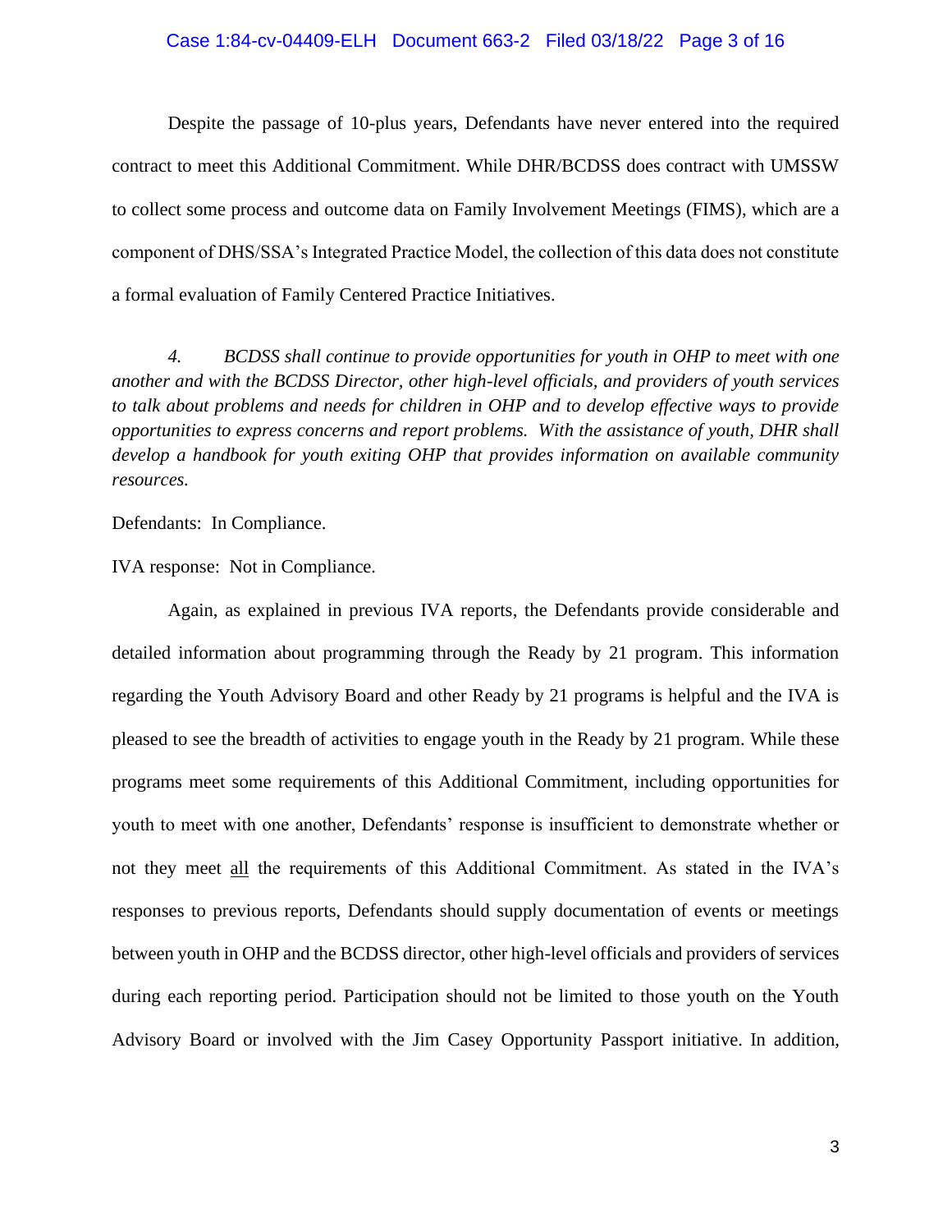Despite the passage of 10-plus years, Defendants have never entered into the required contract to meet this Additional Commitment. While DHR/BCDSS does contract with UMSSW to collect some process and outcome data on Family Involvement Meetings (FIMS), which are a component of DHS/SSA's Integrated Practice Model, the collection of this data does not constitute a formal evaluation of Family Centered Practice Initiatives.

*4. BCDSS shall continue to provide opportunities for youth in OHP to meet with one another and with the BCDSS Director, other high-level officials, and providers of youth services to talk about problems and needs for children in OHP and to develop effective ways to provide opportunities to express concerns and report problems. With the assistance of youth, DHR shall develop a handbook for youth exiting OHP that provides information on available community resources.*

Defendants: In Compliance.

IVA response: Not in Compliance.

Again, as explained in previous IVA reports, the Defendants provide considerable and detailed information about programming through the Ready by 21 program. This information regarding the Youth Advisory Board and other Ready by 21 programs is helpful and the IVA is pleased to see the breadth of activities to engage youth in the Ready by 21 program. While these programs meet some requirements of this Additional Commitment, including opportunities for youth to meet with one another, Defendants' response is insufficient to demonstrate whether or not they meet <u>all</u> the requirements of this Additional Commitment. As stated in the IVA's responses to previous reports, Defendants should supply documentation of events or meetings between youth in OHP and the BCDSS director, other high-level officials and providers of services during each reporting period. Participation should not be limited to those youth on the Youth Advisory Board or involved with the Jim Casey Opportunity Passport initiative. In addition,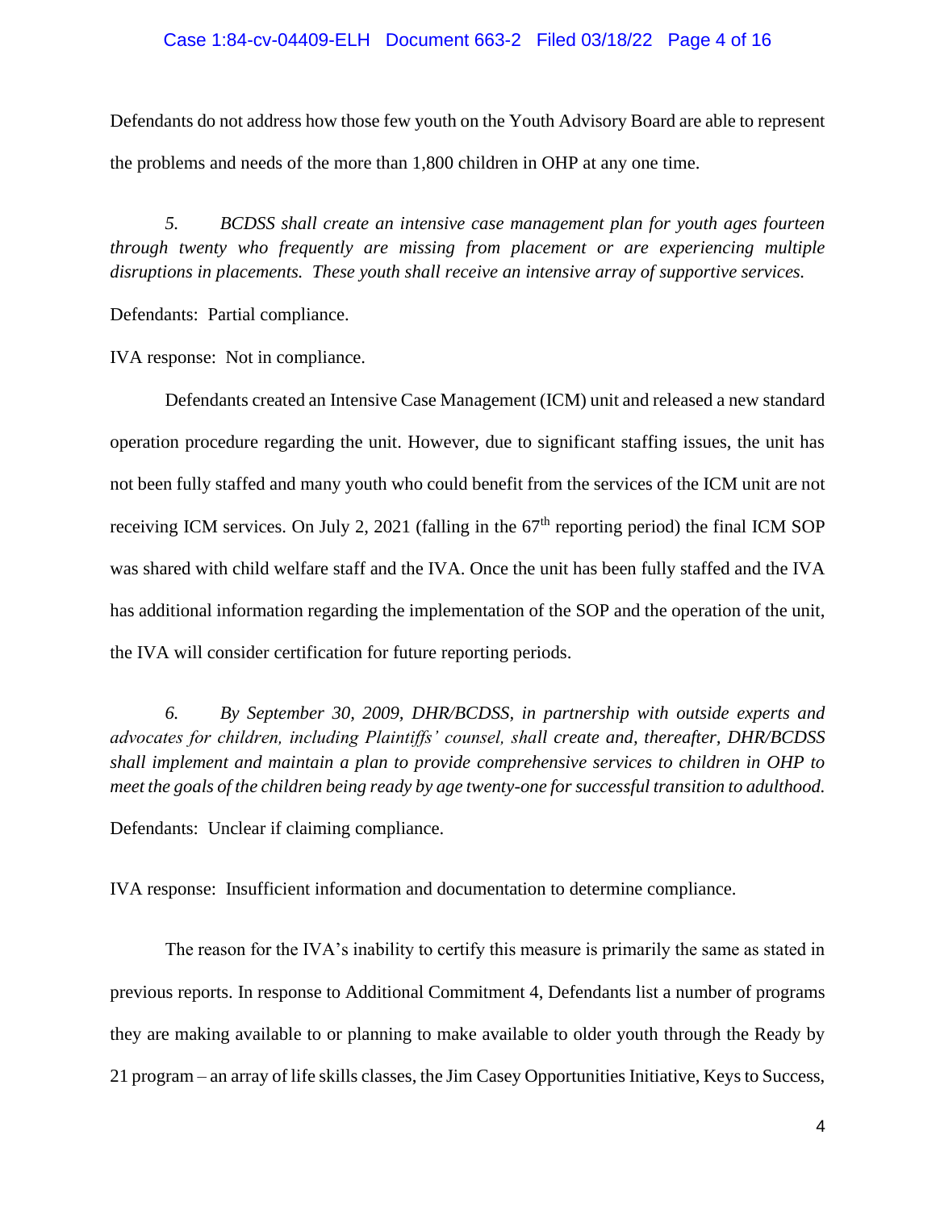Defendants do not address how those few youth on the Youth Advisory Board are able to represent the problems and needs of the more than 1,800 children in OHP at any one time.

*5. BCDSS shall create an intensive case management plan for youth ages fourteen through twenty who frequently are missing from placement or are experiencing multiple disruptions in placements. These youth shall receive an intensive array of supportive services.*

Defendants: Partial compliance.

IVA response: Not in compliance.

Defendants created an Intensive Case Management (ICM) unit and released a new standard operation procedure regarding the unit. However, due to significant staffing issues, the unit has not been fully staffed and many youth who could benefit from the services of the ICM unit are not receiving ICM services. On July 2, 2021 (falling in the 67th reporting period) the final ICM SOP was shared with child welfare staff and the IVA. Once the unit has been fully staffed and the IVA has additional information regarding the implementation of the SOP and the operation of the unit, the IVA will consider certification for future reporting periods.

*6. By September 30, 2009, DHR/BCDSS, in partnership with outside experts and advocates for children, including Plaintiffs' counsel, shall create and, thereafter, DHR/BCDSS shall implement and maintain a plan to provide comprehensive services to children in OHP to meet the goals of the children being ready by age twenty-one for successful transition to adulthood.*

Defendants: Unclear if claiming compliance.

IVA response: Insufficient information and documentation to determine compliance.

The reason for the IVA's inability to certify this measure is primarily the same as stated in previous reports. In response to Additional Commitment 4, Defendants list a number of programs they are making available to or planning to make available to older youth through the Ready by 21 program – an array of life skills classes, the Jim Casey Opportunities Initiative, Keys to Success,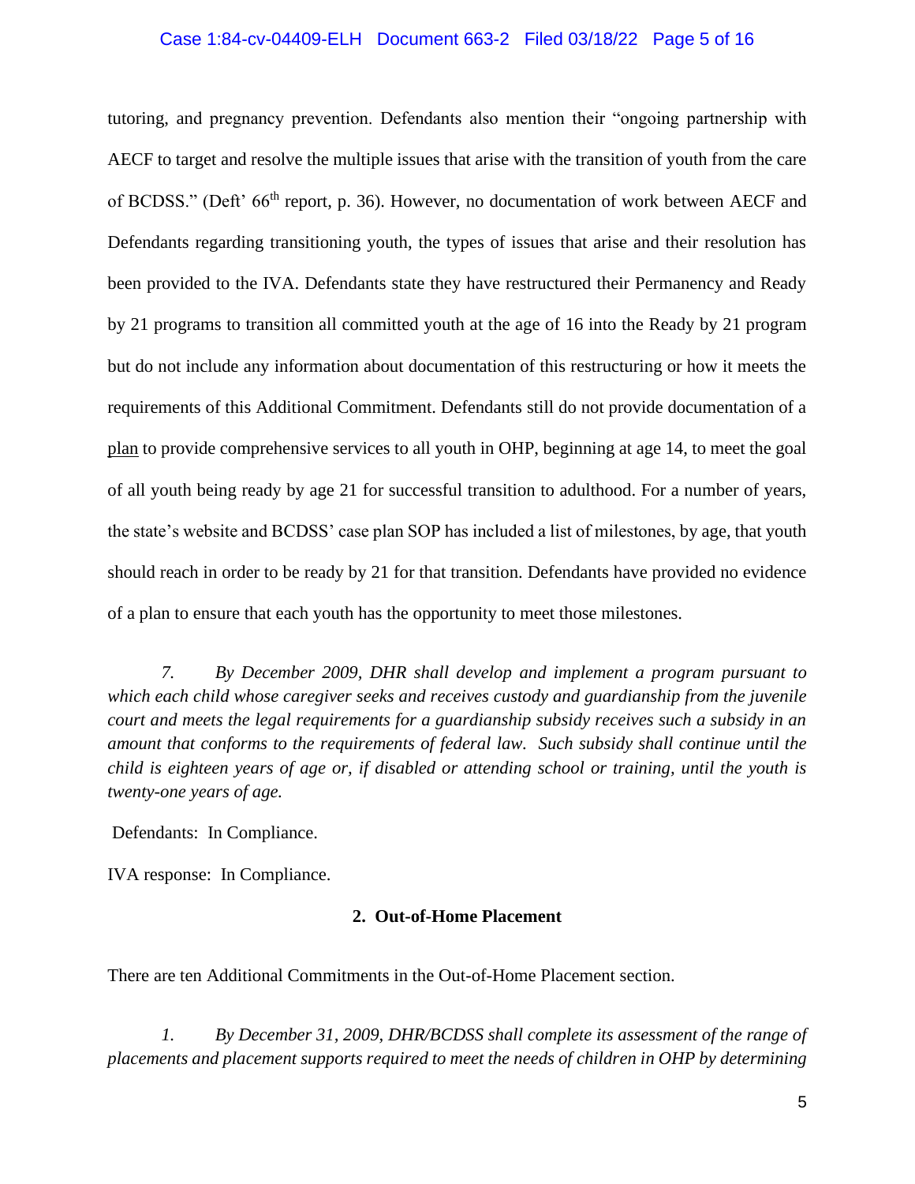tutoring, and pregnancy prevention. Defendants also mention their "ongoing partnership with AECF to target and resolve the multiple issues that arise with the transition of youth from the care of BCDSS." (Deft' 66th report, p. 36). However, no documentation of work between AECF and Defendants regarding transitioning youth, the types of issues that arise and their resolution has been provided to the IVA. Defendants state they have restructured their Permanency and Ready by 21 programs to transition all committed youth at the age of 16 into the Ready by 21 program but do not include any information about documentation of this restructuring or how it meets the requirements of this Additional Commitment. Defendants still do not provide documentation of a plan to provide comprehensive services to all youth in OHP, beginning at age 14, to meet the goal of all youth being ready by age 21 for successful transition to adulthood. For a number of years, the state's website and BCDSS' case plan SOP has included a list of milestones, by age, that youth should reach in order to be ready by 21 for that transition. Defendants have provided no evidence of a plan to ensure that each youth has the opportunity to meet those milestones.

*7. By December 2009, DHR shall develop and implement a program pursuant to which each child whose caregiver seeks and receives custody and guardianship from the juvenile court and meets the legal requirements for a guardianship subsidy receives such a subsidy in an amount that conforms to the requirements of federal law. Such subsidy shall continue until the child is eighteen years of age or, if disabled or attending school or training, until the youth is twenty-one years of age.*

Defendants: In Compliance.

IVA response: In Compliance.

## 2. Out-of-Home Placement

There are ten Additional Commitments in the Out-of-Home Placement section.

*1. By December 31, 2009, DHR/BCDSS shall complete its assessment of the range of placements and placement supports required to meet the needs of children in OHP by determining*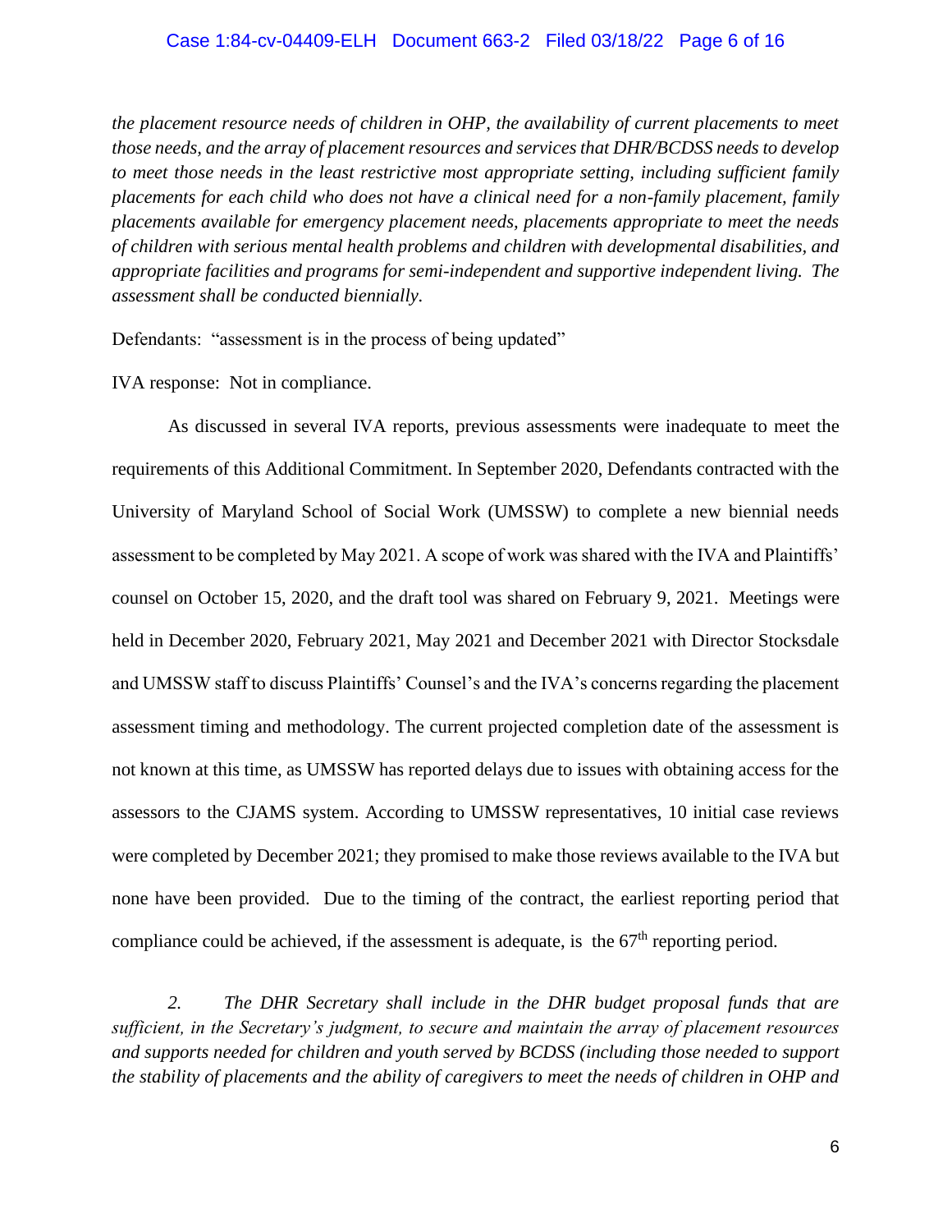*the placement resource needs of children in OHP, the availability of current placements to meet those needs, and the array of placement resources and services that DHR/BCDSS needs to develop to meet those needs in the least restrictive most appropriate setting, including sufficient family placements for each child who does not have a clinical need for a non-family placement, family placements available for emergency placement needs, placements appropriate to meet the needs of children with serious mental health problems and children with developmental disabilities, and appropriate facilities and programs for semi-independent and supportive independent living. The assessment shall be conducted biennially.*

Defendants: "assessment is in the process of being updated"

IVA response: Not in compliance.

As discussed in several IVA reports, previous assessments were inadequate to meet the requirements of this Additional Commitment. In September 2020, Defendants contracted with the University of Maryland School of Social Work (UMSSW) to complete a new biennial needs assessment to be completed by May 2021. A scope of work was shared with the IVA and Plaintiffs' counsel on October 15, 2020, and the draft tool was shared on February 9, 2021. Meetings were held in December 2020, February 2021, May 2021 and December 2021 with Director Stocksdale and UMSSW staff to discuss Plaintiffs' Counsel's and the IVA's concerns regarding the placement assessment timing and methodology. The current projected completion date of the assessment is not known at this time, as UMSSW has reported delays due to issues with obtaining access for the assessors to the CJAMS system. According to UMSSW representatives, 10 initial case reviews were completed by December 2021; they promised to make those reviews available to the IVA but none have been provided. Due to the timing of the contract, the earliest reporting period that compliance could be achieved, if the assessment is adequate, is the 67th reporting period.

*2. The DHR Secretary shall include in the DHR budget proposal funds that are sufficient, in the Secretary's judgment, to secure and maintain the array of placement resources and supports needed for children and youth served by BCDSS (including those needed to support the stability of placements and the ability of caregivers to meet the needs of children in OHP and*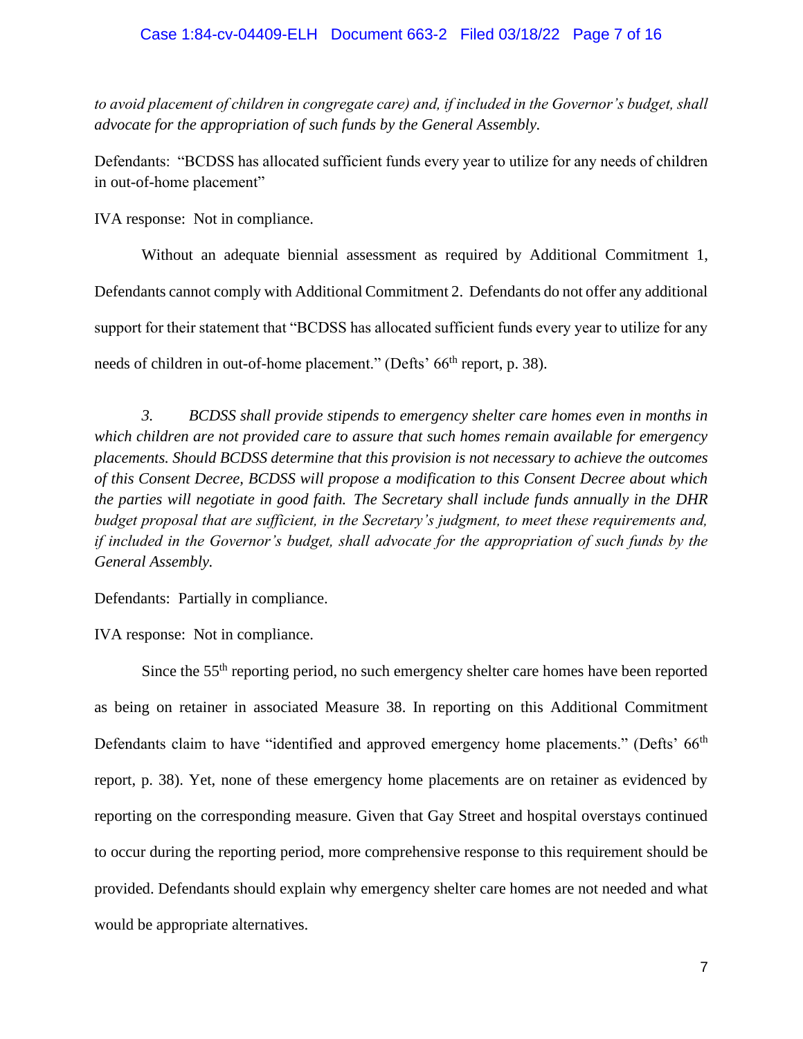*to avoid placement of children in congregate care) and, if included in the Governor's budget, shall advocate for the appropriation of such funds by the General Assembly.*

Defendants: "BCDSS has allocated sufficient funds every year to utilize for any needs of children in out-of-home placement"

IVA response: Not in compliance.

Without an adequate biennial assessment as required by Additional Commitment 1, Defendants cannot comply with Additional Commitment 2. Defendants do not offer any additional support for their statement that "BCDSS has allocated sufficient funds every year to utilize for any needs of children in out-of-home placement." (Defts' 66th report, p. 38).

*3. BCDSS shall provide stipends to emergency shelter care homes even in months in which children are not provided care to assure that such homes remain available for emergency placements. Should BCDSS determine that this provision is not necessary to achieve the outcomes of this Consent Decree, BCDSS will propose a modification to this Consent Decree about which the parties will negotiate in good faith. The Secretary shall include funds annually in the DHR budget proposal that are sufficient, in the Secretary's judgment, to meet these requirements and, if included in the Governor's budget, shall advocate for the appropriation of such funds by the General Assembly.*

Defendants: Partially in compliance.

IVA response: Not in compliance.

Since the 55th reporting period, no such emergency shelter care homes have been reported as being on retainer in associated Measure 38. In reporting on this Additional Commitment Defendants claim to have "identified and approved emergency home placements." (Defts' 66th report, p. 38). Yet, none of these emergency home placements are on retainer as evidenced by reporting on the corresponding measure. Given that Gay Street and hospital overstays continued to occur during the reporting period, more comprehensive response to this requirement should be provided. Defendants should explain why emergency shelter care homes are not needed and what would be appropriate alternatives.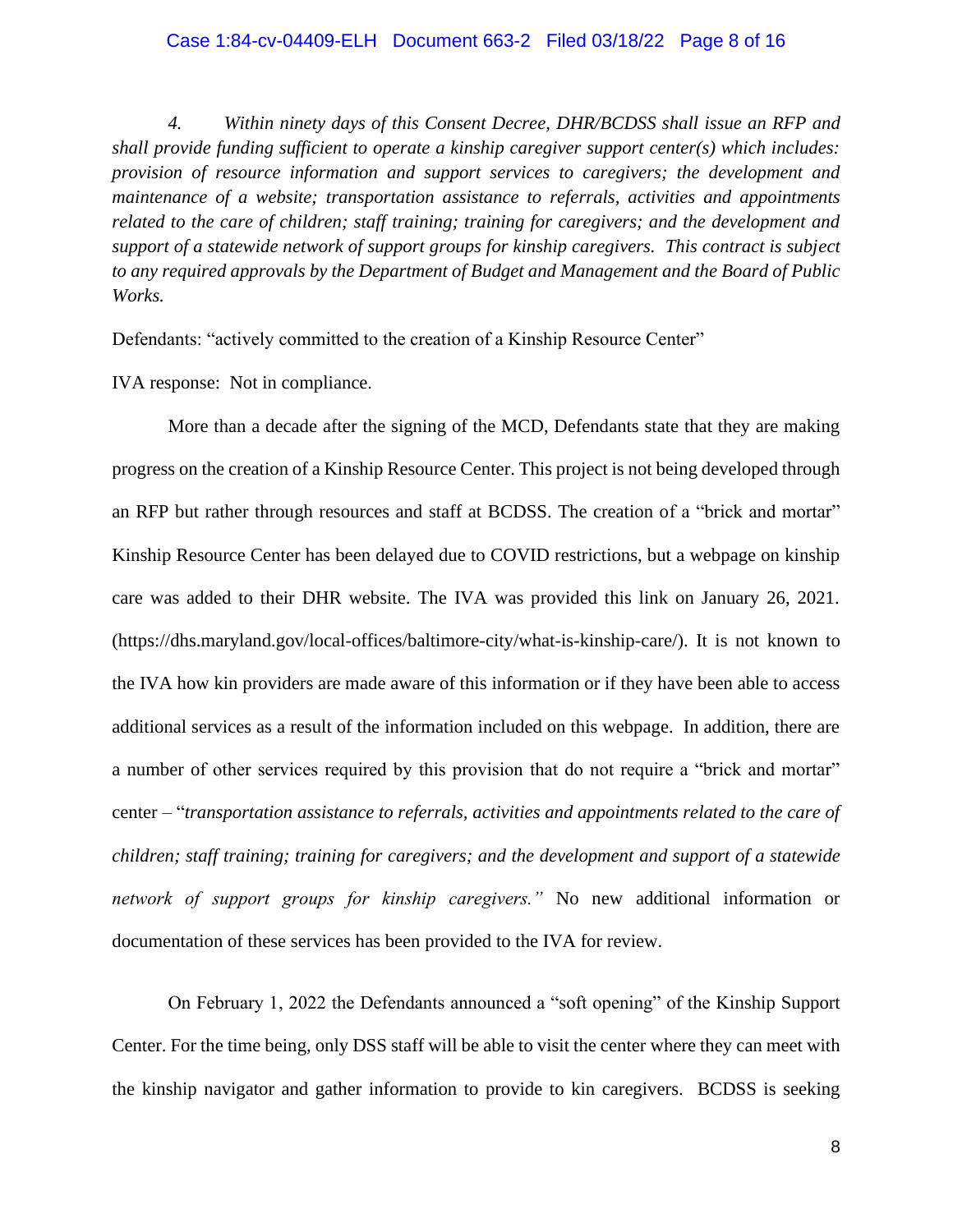*4. Within ninety days of this Consent Decree, DHR/BCDSS shall issue an RFP and shall provide funding sufficient to operate a kinship caregiver support center(s) which includes: provision of resource information and support services to caregivers; the development and maintenance of a website; transportation assistance to referrals, activities and appointments related to the care of children; staff training; training for caregivers; and the development and support of a statewide network of support groups for kinship caregivers. This contract is subject to any required approvals by the Department of Budget and Management and the Board of Public Works.*

Defendants: "actively committed to the creation of a Kinship Resource Center"

IVA response: Not in compliance.

More than a decade after the signing of the MCD, Defendants state that they are making progress on the creation of a Kinship Resource Center. This project is not being developed through an RFP but rather through resources and staff at BCDSS. The creation of a "brick and mortar" Kinship Resource Center has been delayed due to COVID restrictions, but a webpage on kinship care was added to their DHR website. The IVA was provided this link on January 26, 2021. (https://dhs.maryland.gov/local-offices/baltimore-city/what-is-kinship-care/). It is not known to the IVA how kin providers are made aware of this information or if they have been able to access additional services as a result of the information included on this webpage. In addition, there are a number of other services required by this provision that do not require a "brick and mortar" center – "*transportation assistance to referrals, activities and appointments related to the care of children; staff training; training for caregivers; and the development and support of a statewide network of support groups for kinship caregivers."* No new additional information or documentation of these services has been provided to the IVA for review.

On February 1, 2022 the Defendants announced a "soft opening" of the Kinship Support Center. For the time being, only DSS staff will be able to visit the center where they can meet with the kinship navigator and gather information to provide to kin caregivers. BCDSS is seeking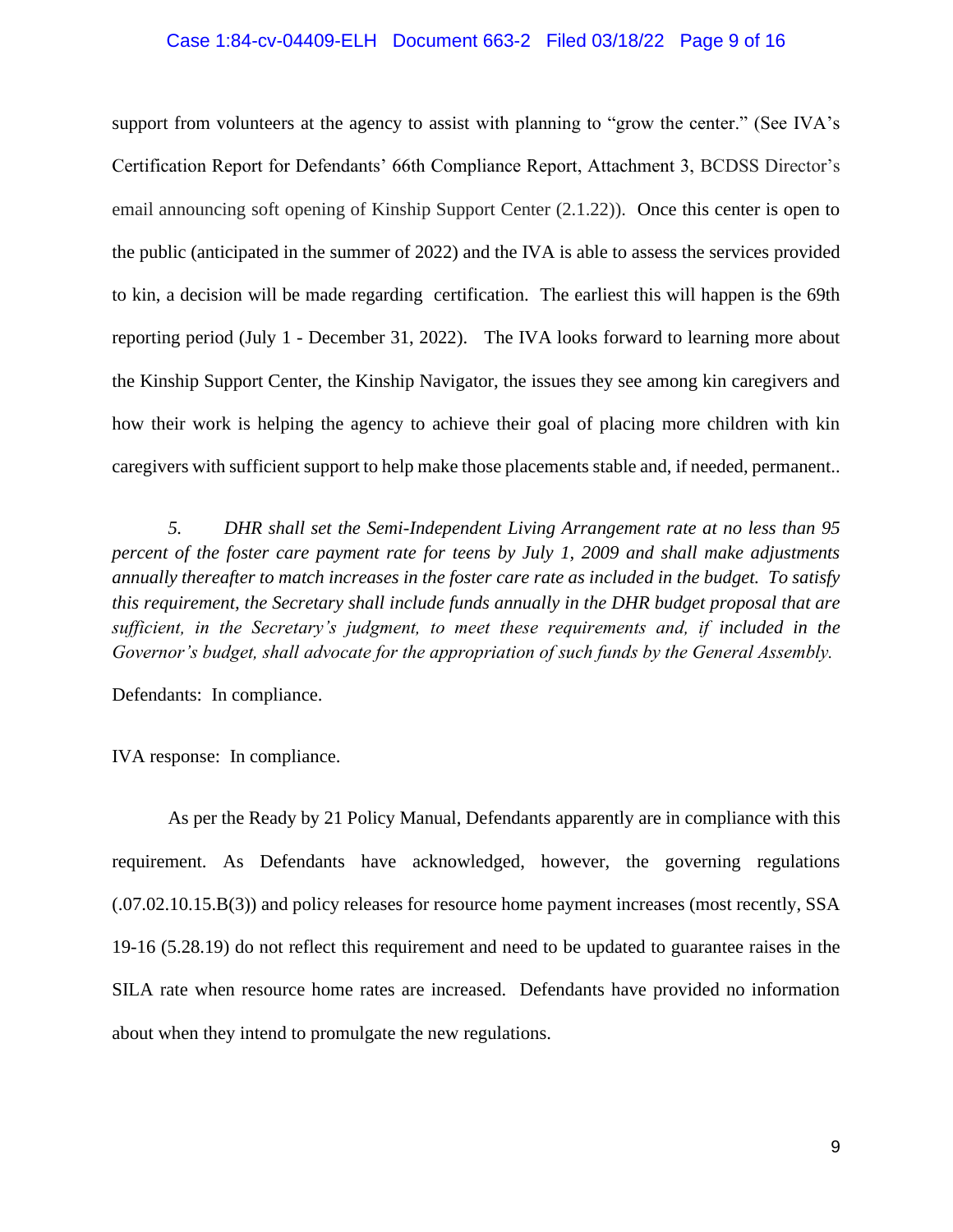support from volunteers at the agency to assist with planning to "grow the center." (See IVA's Certification Report for Defendants' 66th Compliance Report, Attachment 3, BCDSS Director's email announcing soft opening of Kinship Support Center (2.1.22)). Once this center is open to the public (anticipated in the summer of 2022) and the IVA is able to assess the services provided to kin, a decision will be made regarding certification. The earliest this will happen is the 69th reporting period (July 1 - December 31, 2022). The IVA looks forward to learning more about the Kinship Support Center, the Kinship Navigator, the issues they see among kin caregivers and how their work is helping the agency to achieve their goal of placing more children with kin caregivers with sufficient support to help make those placements stable and, if needed, permanent..

*5. DHR shall set the Semi-Independent Living Arrangement rate at no less than 95 percent of the foster care payment rate for teens by July 1, 2009 and shall make adjustments annually thereafter to match increases in the foster care rate as included in the budget. To satisfy this requirement, the Secretary shall include funds annually in the DHR budget proposal that are sufficient, in the Secretary's judgment, to meet these requirements and, if included in the Governor's budget, shall advocate for the appropriation of such funds by the General Assembly.*

Defendants: In compliance.

IVA response: In compliance.

As per the Ready by 21 Policy Manual, Defendants apparently are in compliance with this requirement. As Defendants have acknowledged, however, the governing regulations (.07.02.10.15.B(3)) and policy releases for resource home payment increases (most recently, SSA 19-16 (5.28.19) do not reflect this requirement and need to be updated to guarantee raises in the SILA rate when resource home rates are increased. Defendants have provided no information about when they intend to promulgate the new regulations.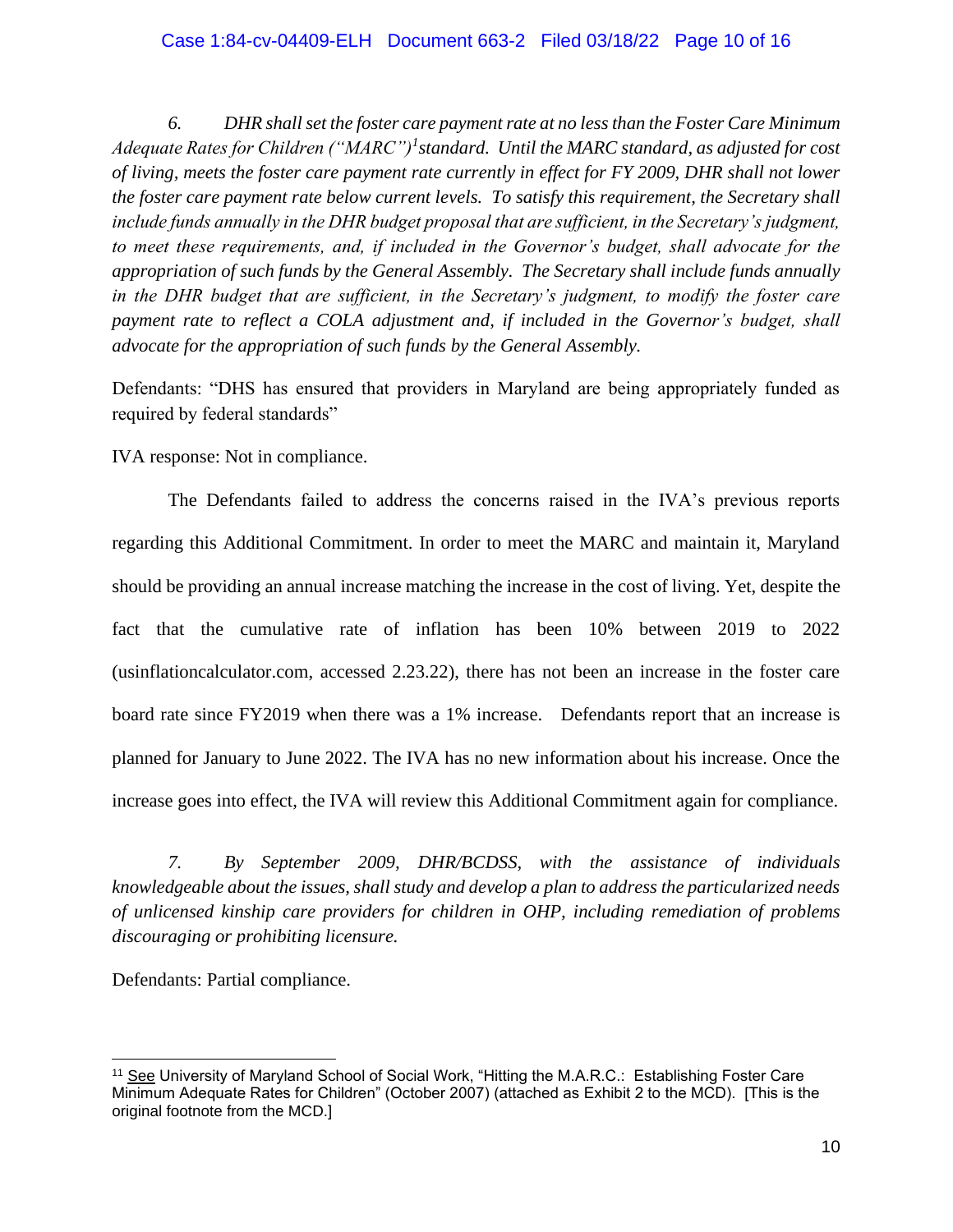*6. DHR shall set the foster care payment rate at no less than the Foster Care Minimum Adequate Rates for Children ("MARC")*[1] *standard. Until the MARC standard, as adjusted for cost of living, meets the foster care payment rate currently in effect for FY 2009, DHR shall not lower the foster care payment rate below current levels. To satisfy this requirement, the Secretary shall include funds annually in the DHR budget proposal that are sufficient, in the Secretary's judgment, to meet these requirements, and, if included in the Governor's budget, shall advocate for the appropriation of such funds by the General Assembly. The Secretary shall include funds annually in the DHR budget that are sufficient, in the Secretary's judgment, to modify the foster care payment rate to reflect a COLA adjustment and, if included in the Governor's budget, shall advocate for the appropriation of such funds by the General Assembly.*

Defendants: "DHS has ensured that providers in Maryland are being appropriately funded as required by federal standards"

IVA response: Not in compliance.

The Defendants failed to address the concerns raised in the IVA's previous reports regarding this Additional Commitment. In order to meet the MARC and maintain it, Maryland should be providing an annual increase matching the increase in the cost of living. Yet, despite the fact that the cumulative rate of inflation has been 10% between 2019 to 2022 (usinflationcalculator.com, accessed 2.23.22), there has not been an increase in the foster care board rate since FY2019 when there was a 1% increase. Defendants report that an increase is planned for January to June 2022. The IVA has no new information about his increase. Once the increase goes into effect, the IVA will review this Additional Commitment again for compliance.

*7. By September 2009, DHR/BCDSS, with the assistance of individuals knowledgeable about the issues, shall study and develop a plan to address the particularized needs of unlicensed kinship care providers for children in OHP, including remediation of problems discouraging or prohibiting licensure.*

Defendants: Partial compliance.

---

[11] See University of Maryland School of Social Work, "Hitting the M.A.R.C.: Establishing Foster Care Minimum Adequate Rates for Children" (October 2007) (attached as Exhibit 2 to the MCD). [This is the original footnote from the MCD.]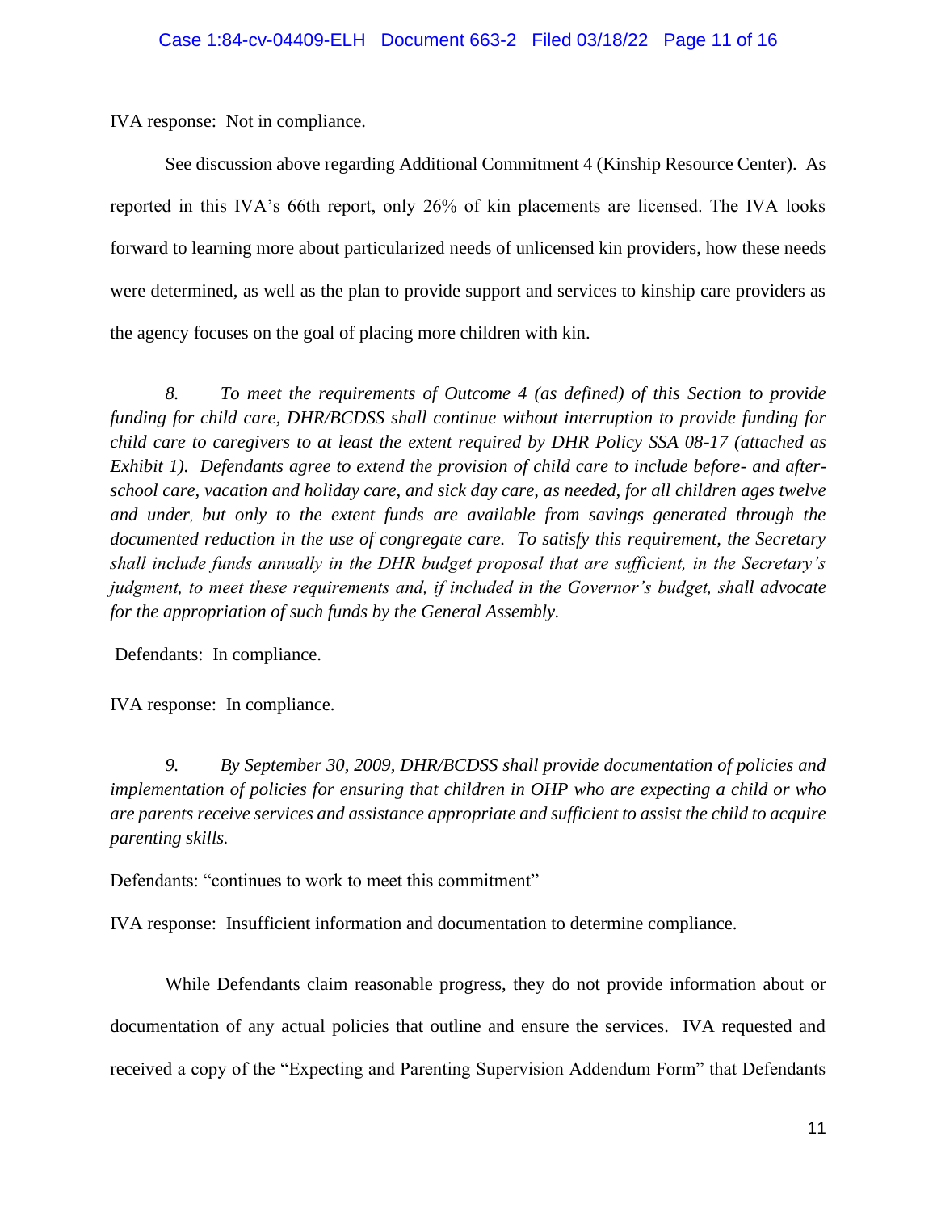IVA response: Not in compliance.

See discussion above regarding Additional Commitment 4 (Kinship Resource Center). As reported in this IVA's 66th report, only 26% of kin placements are licensed. The IVA looks forward to learning more about particularized needs of unlicensed kin providers, how these needs were determined, as well as the plan to provide support and services to kinship care providers as the agency focuses on the goal of placing more children with kin.

*8. To meet the requirements of Outcome 4 (as defined) of this Section to provide funding for child care, DHR/BCDSS shall continue without interruption to provide funding for child care to caregivers to at least the extent required by DHR Policy SSA 08-17 (attached as Exhibit 1). Defendants agree to extend the provision of child care to include before- and after-school care, vacation and holiday care, and sick day care, as needed, for all children ages twelve and under, but only to the extent funds are available from savings generated through the documented reduction in the use of congregate care. To satisfy this requirement, the Secretary shall include funds annually in the DHR budget proposal that are sufficient, in the Secretary's judgment, to meet these requirements and, if included in the Governor's budget, shall advocate for the appropriation of such funds by the General Assembly.*

Defendants: In compliance.

IVA response: In compliance.

*9. By September 30, 2009, DHR/BCDSS shall provide documentation of policies and implementation of policies for ensuring that children in OHP who are expecting a child or who are parents receive services and assistance appropriate and sufficient to assist the child to acquire parenting skills.*

Defendants: "continues to work to meet this commitment"

IVA response: Insufficient information and documentation to determine compliance.

While Defendants claim reasonable progress, they do not provide information about or documentation of any actual policies that outline and ensure the services. IVA requested and received a copy of the "Expecting and Parenting Supervision Addendum Form" that Defendants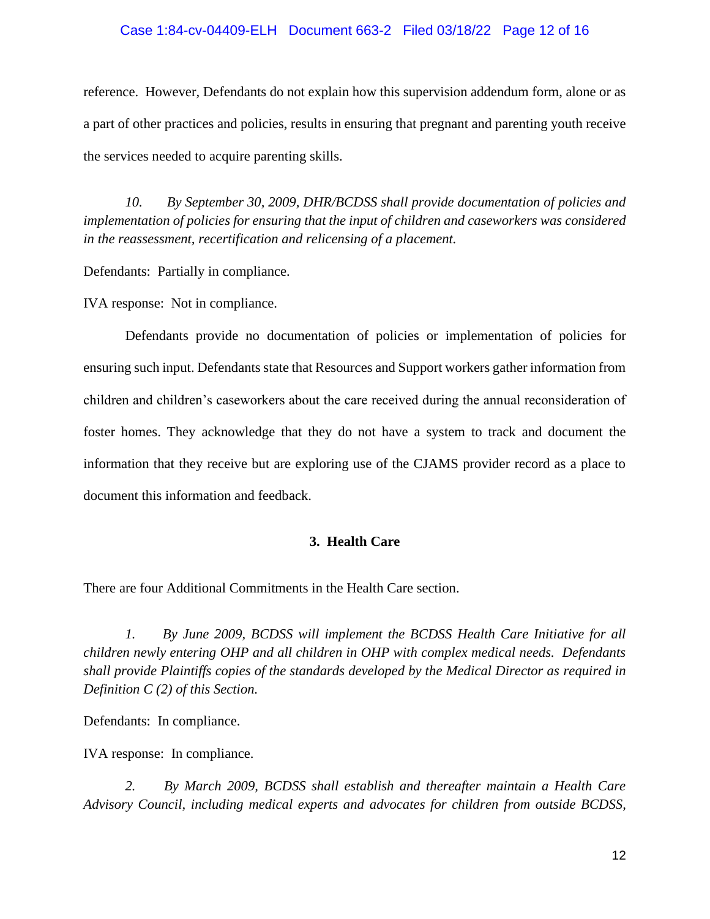reference. However, Defendants do not explain how this supervision addendum form, alone or as a part of other practices and policies, results in ensuring that pregnant and parenting youth receive the services needed to acquire parenting skills.

*10. By September 30, 2009, DHR/BCDSS shall provide documentation of policies and implementation of policies for ensuring that the input of children and caseworkers was considered in the reassessment, recertification and relicensing of a placement.*

Defendants: Partially in compliance.

IVA response: Not in compliance.

Defendants provide no documentation of policies or implementation of policies for ensuring such input. Defendants state that Resources and Support workers gather information from children and children's caseworkers about the care received during the annual reconsideration of foster homes. They acknowledge that they do not have a system to track and document the information that they receive but are exploring use of the CJAMS provider record as a place to document this information and feedback.

### 3. Health Care

There are four Additional Commitments in the Health Care section.

*1. By June 2009, BCDSS will implement the BCDSS Health Care Initiative for all children newly entering OHP and all children in OHP with complex medical needs. Defendants shall provide Plaintiffs copies of the standards developed by the Medical Director as required in Definition C (2) of this Section.*

Defendants: In compliance.

IVA response: In compliance.

*2. By March 2009, BCDSS shall establish and thereafter maintain a Health Care Advisory Council, including medical experts and advocates for children from outside BCDSS,*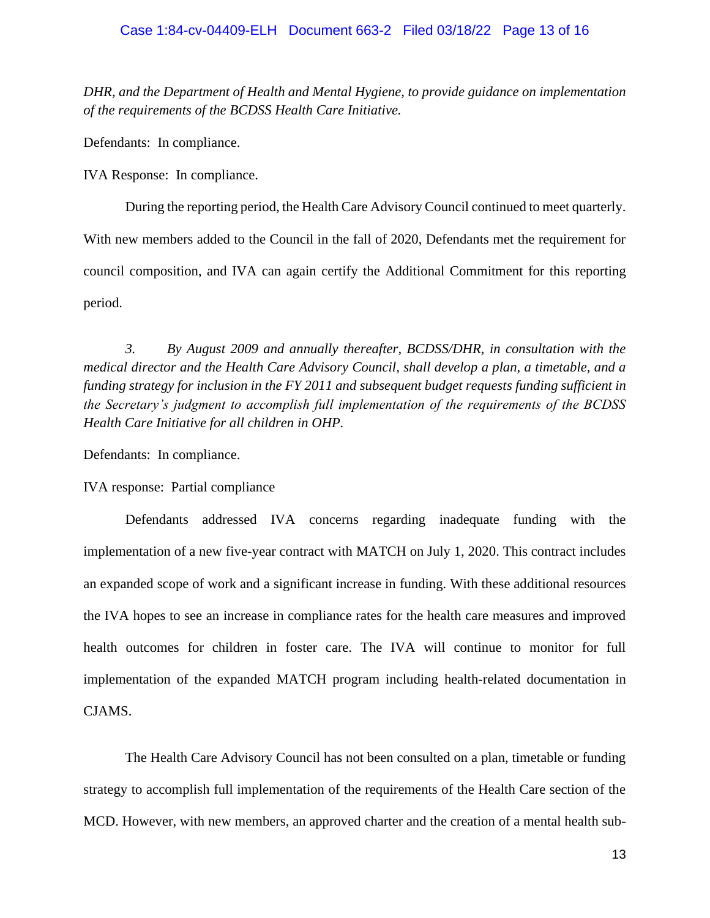*DHR, and the Department of Health and Mental Hygiene, to provide guidance on implementation of the requirements of the BCDSS Health Care Initiative.*

Defendants: In compliance.

IVA Response: In compliance.

During the reporting period, the Health Care Advisory Council continued to meet quarterly. With new members added to the Council in the fall of 2020, Defendants met the requirement for council composition, and IVA can again certify the Additional Commitment for this reporting period.

*3. By August 2009 and annually thereafter, BCDSS/DHR, in consultation with the medical director and the Health Care Advisory Council, shall develop a plan, a timetable, and a funding strategy for inclusion in the FY 2011 and subsequent budget requests funding sufficient in the Secretary's judgment to accomplish full implementation of the requirements of the BCDSS Health Care Initiative for all children in OHP.*

Defendants: In compliance.

IVA response: Partial compliance

Defendants addressed IVA concerns regarding inadequate funding with the implementation of a new five-year contract with MATCH on July 1, 2020. This contract includes an expanded scope of work and a significant increase in funding. With these additional resources the IVA hopes to see an increase in compliance rates for the health care measures and improved health outcomes for children in foster care. The IVA will continue to monitor for full implementation of the expanded MATCH program including health-related documentation in CJAMS.

The Health Care Advisory Council has not been consulted on a plan, timetable or funding strategy to accomplish full implementation of the requirements of the Health Care section of the MCD. However, with new members, an approved charter and the creation of a mental health sub-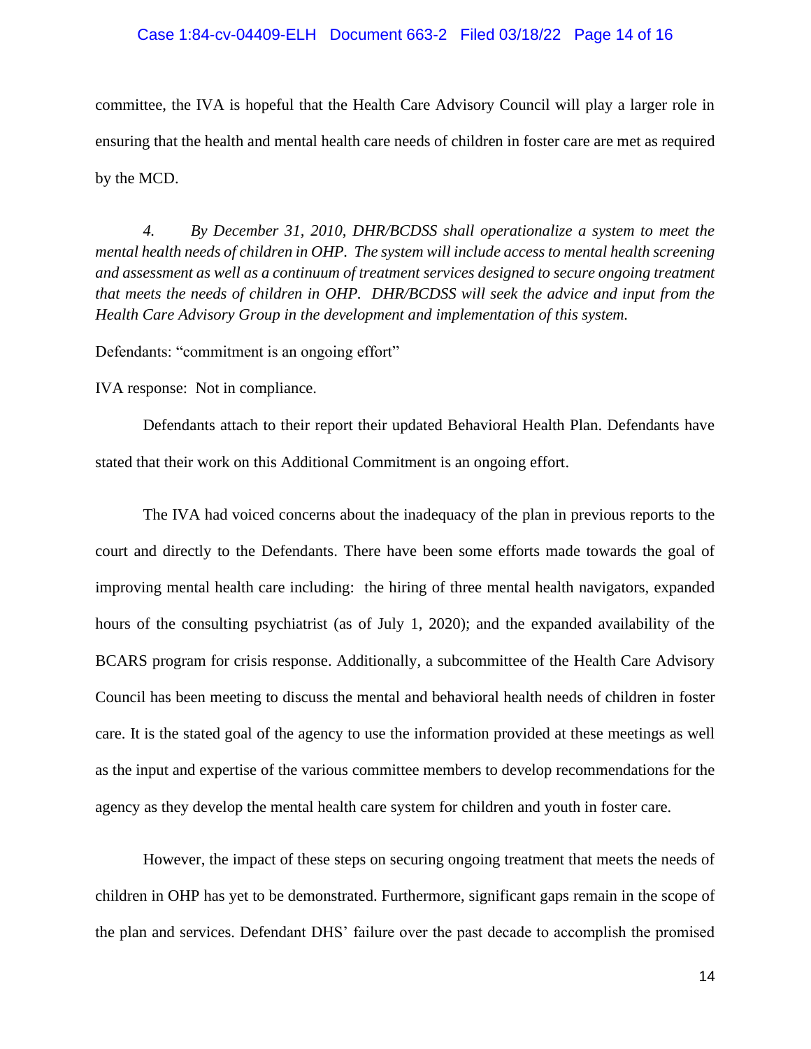committee, the IVA is hopeful that the Health Care Advisory Council will play a larger role in ensuring that the health and mental health care needs of children in foster care are met as required by the MCD.

*4. By December 31, 2010, DHR/BCDSS shall operationalize a system to meet the mental health needs of children in OHP. The system will include access to mental health screening and assessment as well as a continuum of treatment services designed to secure ongoing treatment that meets the needs of children in OHP. DHR/BCDSS will seek the advice and input from the Health Care Advisory Group in the development and implementation of this system.*

Defendants: "commitment is an ongoing effort"

IVA response: Not in compliance.

Defendants attach to their report their updated Behavioral Health Plan. Defendants have stated that their work on this Additional Commitment is an ongoing effort.

The IVA had voiced concerns about the inadequacy of the plan in previous reports to the court and directly to the Defendants. There have been some efforts made towards the goal of improving mental health care including: the hiring of three mental health navigators, expanded hours of the consulting psychiatrist (as of July 1, 2020); and the expanded availability of the BCARS program for crisis response. Additionally, a subcommittee of the Health Care Advisory Council has been meeting to discuss the mental and behavioral health needs of children in foster care. It is the stated goal of the agency to use the information provided at these meetings as well as the input and expertise of the various committee members to develop recommendations for the agency as they develop the mental health care system for children and youth in foster care.

However, the impact of these steps on securing ongoing treatment that meets the needs of children in OHP has yet to be demonstrated. Furthermore, significant gaps remain in the scope of the plan and services. Defendant DHS' failure over the past decade to accomplish the promised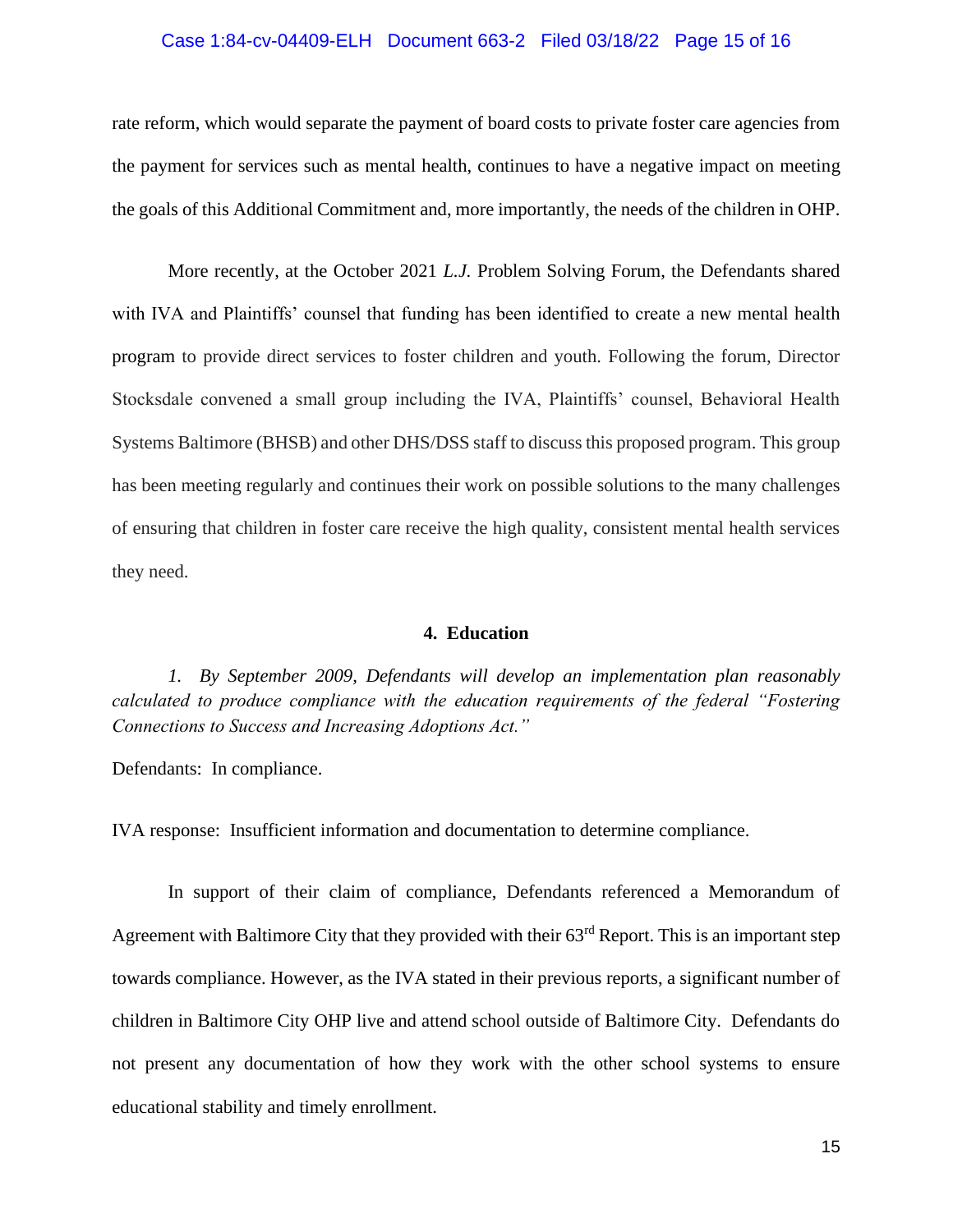rate reform, which would separate the payment of board costs to private foster care agencies from the payment for services such as mental health, continues to have a negative impact on meeting the goals of this Additional Commitment and, more importantly, the needs of the children in OHP.

More recently, at the October 2021 *L.J.* Problem Solving Forum, the Defendants shared with IVA and Plaintiffs' counsel that funding has been identified to create a new mental health program to provide direct services to foster children and youth. Following the forum, Director Stocksdale convened a small group including the IVA, Plaintiffs' counsel, Behavioral Health Systems Baltimore (BHSB) and other DHS/DSS staff to discuss this proposed program. This group has been meeting regularly and continues their work on possible solutions to the many challenges of ensuring that children in foster care receive the high quality, consistent mental health services they need.

### 4. Education

*1. By September 2009, Defendants will develop an implementation plan reasonably calculated to produce compliance with the education requirements of the federal "Fostering Connections to Success and Increasing Adoptions Act."*

Defendants: In compliance.

IVA response: Insufficient information and documentation to determine compliance.

In support of their claim of compliance, Defendants referenced a Memorandum of Agreement with Baltimore City that they provided with their 63rd Report. This is an important step towards compliance. However, as the IVA stated in their previous reports, a significant number of children in Baltimore City OHP live and attend school outside of Baltimore City. Defendants do not present any documentation of how they work with the other school systems to ensure educational stability and timely enrollment.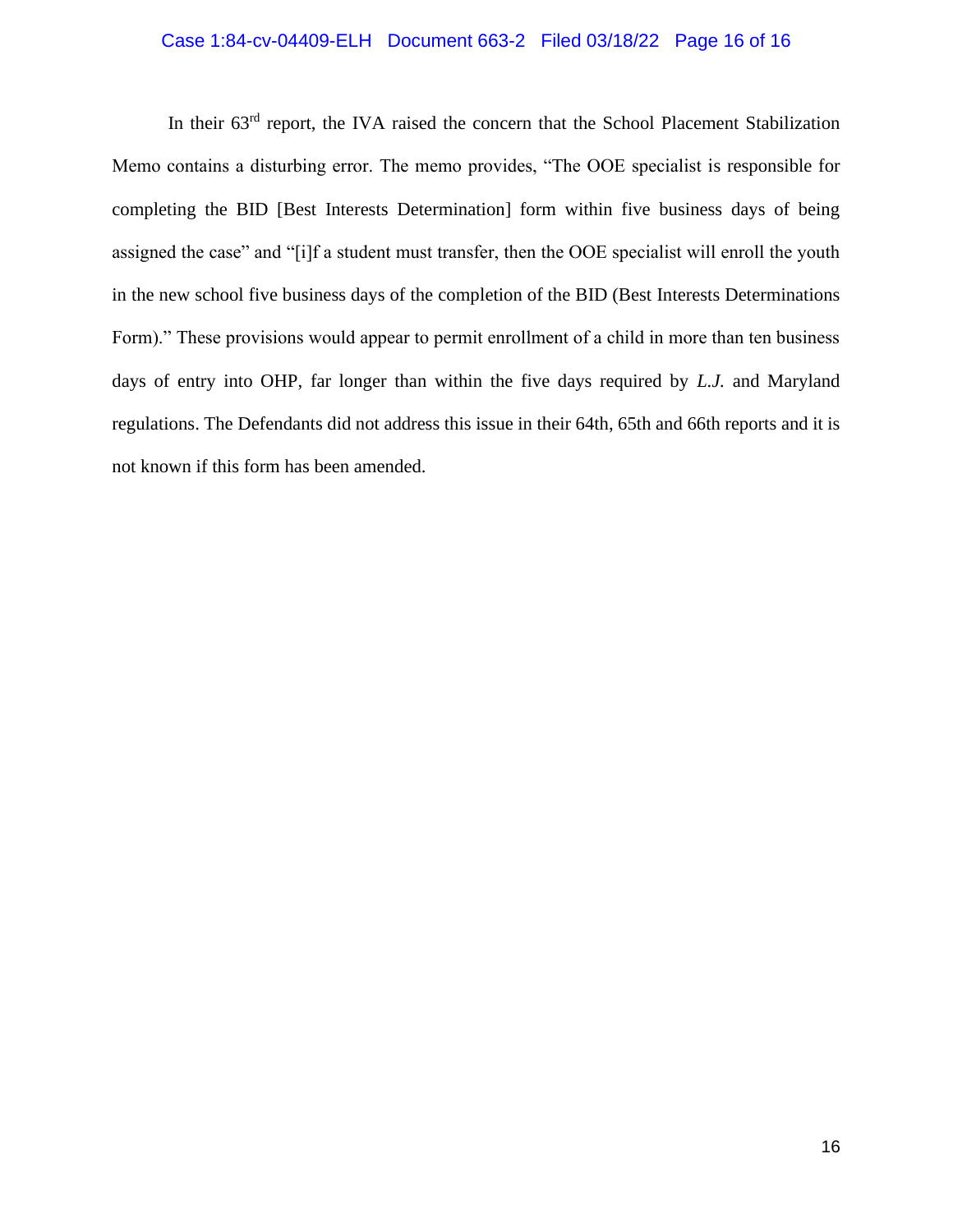In their 63rd report, the IVA raised the concern that the School Placement Stabilization Memo contains a disturbing error. The memo provides, "The OOE specialist is responsible for completing the BID [Best Interests Determination] form within five business days of being assigned the case" and "[i]f a student must transfer, then the OOE specialist will enroll the youth in the new school five business days of the completion of the BID (Best Interests Determinations Form)." These provisions would appear to permit enrollment of a child in more than ten business days of entry into OHP, far longer than within the five days required by *L.J.* and Maryland regulations. The Defendants did not address this issue in their 64th, 65th and 66th reports and it is not known if this form has been amended.